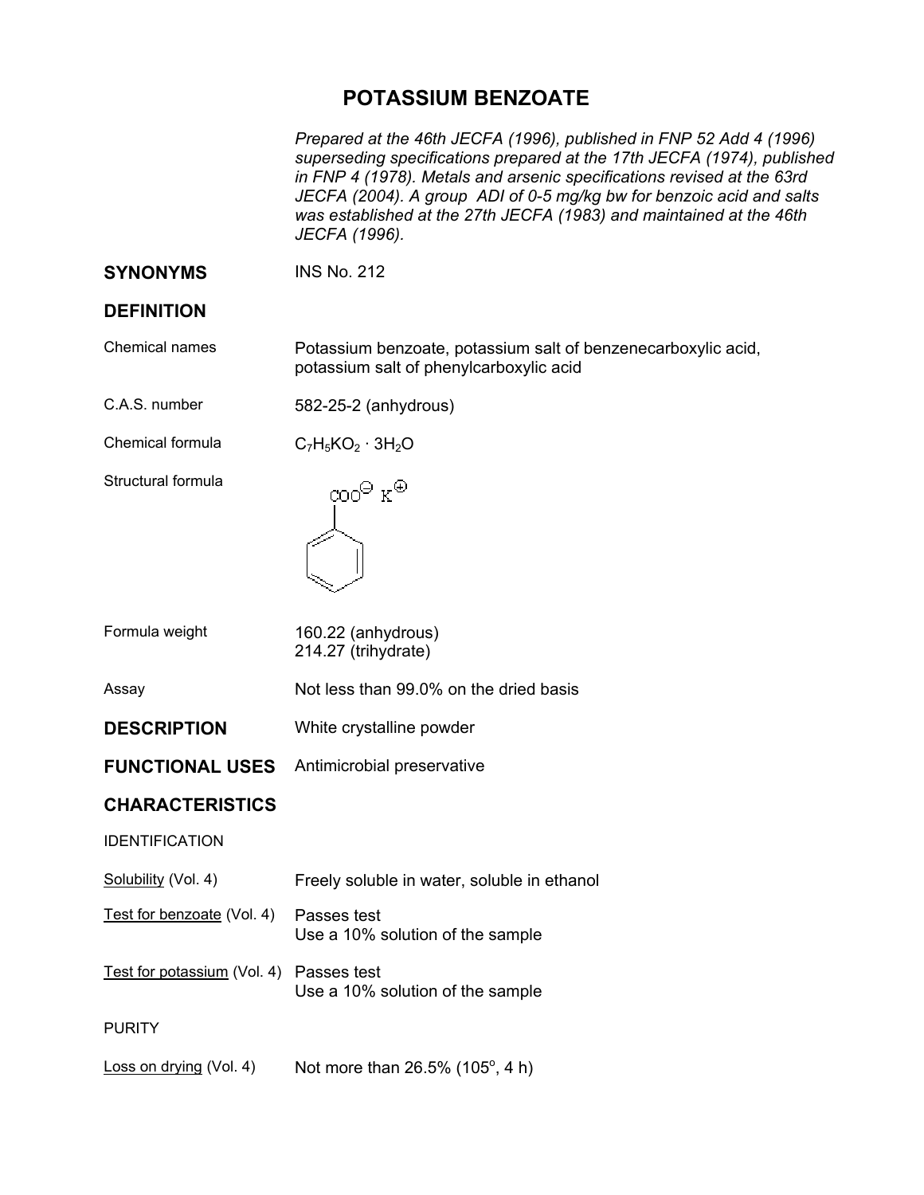# POTASSIUM BENZOATE

*Prepared at the 46th JECFA (1996), published in FNP 52 Add 4 (1996) superseding specifications prepared at the 17th JECFA (1974), published in FNP 4 (1978). Metals and arsenic specifications revised at the 63rd JECFA (2004). A group ADI of 0-5 mg/kg bw for benzoic acid and salts was established at the 27th JECFA (1983) and maintained at the 46th JECFA (1996).*

## SYNONYMS

INS No. 212

## DEFINITION

| | |
|---|---|
| Chemical names | Potassium benzoate, potassium salt of benzenecarboxylic acid, potassium salt of phenylcarboxylic acid |
| C.A.S. number | 582-25-2 (anhydrous) |
| Chemical formula | $C_7H_5KO_2 \cdot 3H_2O$ |
| Structural formula | $COO^{\ominus}\ K^{\oplus}$ (attached to benzene ring) |
| Formula weight | 160.22 (anhydrous)<br>214.27 (trihydrate) |
| Assay | Not less than 99.0% on the dried basis |

## DESCRIPTION

White crystalline powder

## FUNCTIONAL USES

Antimicrobial preservative

## CHARACTERISTICS

IDENTIFICATION

| | |
|---|---|
| Solubility (Vol. 4) | Freely soluble in water, soluble in ethanol |
| Test for benzoate (Vol. 4) | Passes test<br>Use a 10% solution of the sample |
| Test for potassium (Vol. 4) | Passes test<br>Use a 10% solution of the sample |

PURITY

| | |
|---|---|
| Loss on drying (Vol. 4) | Not more than 26.5% (105°, 4 h) |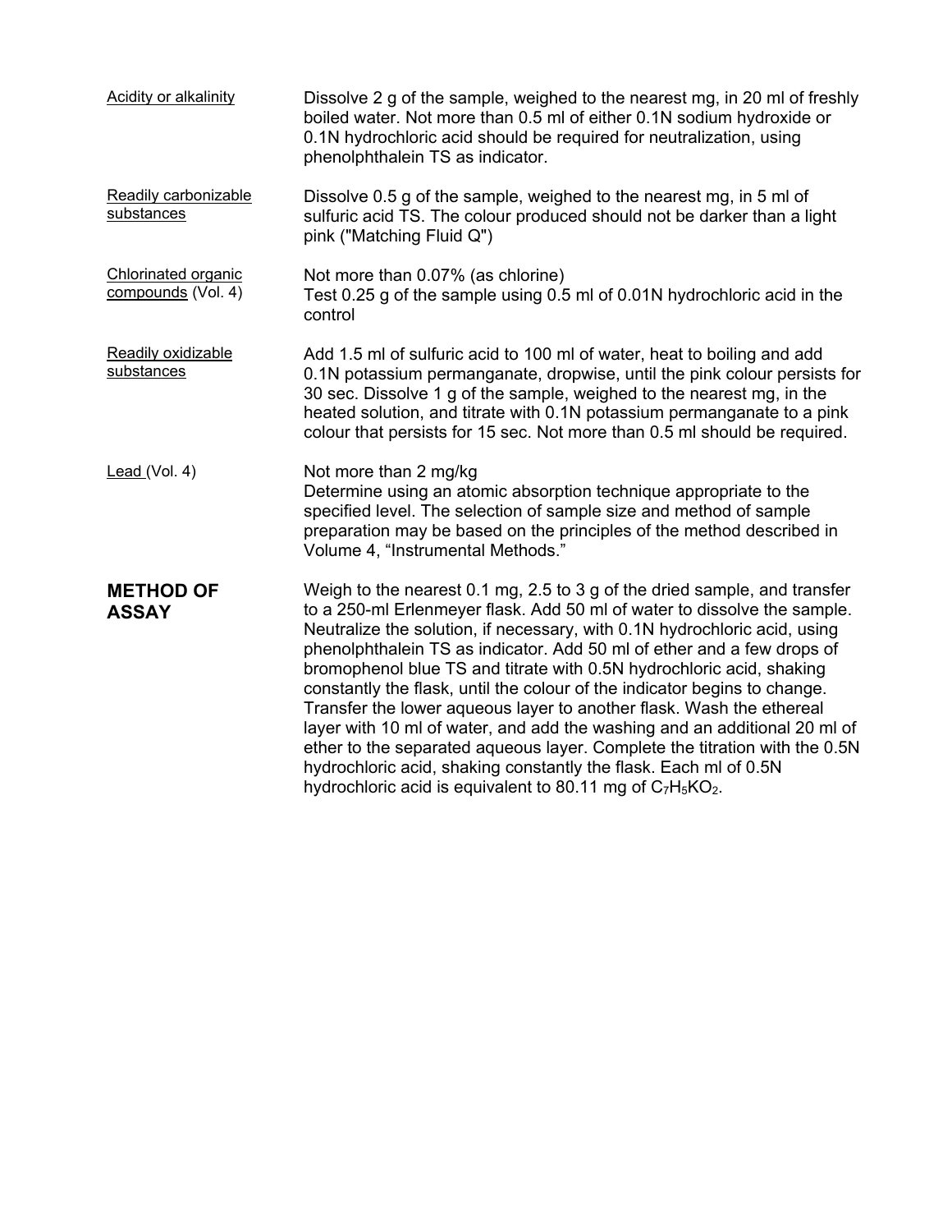**Acidity or alkalinity**

Dissolve 2 g of the sample, weighed to the nearest mg, in 20 ml of freshly boiled water. Not more than 0.5 ml of either 0.1N sodium hydroxide or 0.1N hydrochloric acid should be required for neutralization, using phenolphthalein TS as indicator.

**Readily carbonizable substances**

Dissolve 0.5 g of the sample, weighed to the nearest mg, in 5 ml of sulfuric acid TS. The colour produced should not be darker than a light pink ("Matching Fluid Q")

**Chlorinated organic compounds** (Vol. 4)

Not more than 0.07% (as chlorine)
Test 0.25 g of the sample using 0.5 ml of 0.01N hydrochloric acid in the control

**Readily oxidizable substances**

Add 1.5 ml of sulfuric acid to 100 ml of water, heat to boiling and add 0.1N potassium permanganate, dropwise, until the pink colour persists for 30 sec. Dissolve 1 g of the sample, weighed to the nearest mg, in the heated solution, and titrate with 0.1N potassium permanganate to a pink colour that persists for 15 sec. Not more than 0.5 ml should be required.

**Lead** (Vol. 4)

Not more than 2 mg/kg
Determine using an atomic absorption technique appropriate to the specified level. The selection of sample size and method of sample preparation may be based on the principles of the method described in Volume 4, "Instrumental Methods."

## METHOD OF ASSAY

Weigh to the nearest 0.1 mg, 2.5 to 3 g of the dried sample, and transfer to a 250-ml Erlenmeyer flask. Add 50 ml of water to dissolve the sample. Neutralize the solution, if necessary, with 0.1N hydrochloric acid, using phenolphthalein TS as indicator. Add 50 ml of ether and a few drops of bromophenol blue TS and titrate with 0.5N hydrochloric acid, shaking constantly the flask, until the colour of the indicator begins to change. Transfer the lower aqueous layer to another flask. Wash the ethereal layer with 10 ml of water, and add the washing and an additional 20 ml of ether to the separated aqueous layer. Complete the titration with the 0.5N hydrochloric acid, shaking constantly the flask. Each ml of 0.5N hydrochloric acid is equivalent to 80.11 mg of $C_7H_5KO_2$.